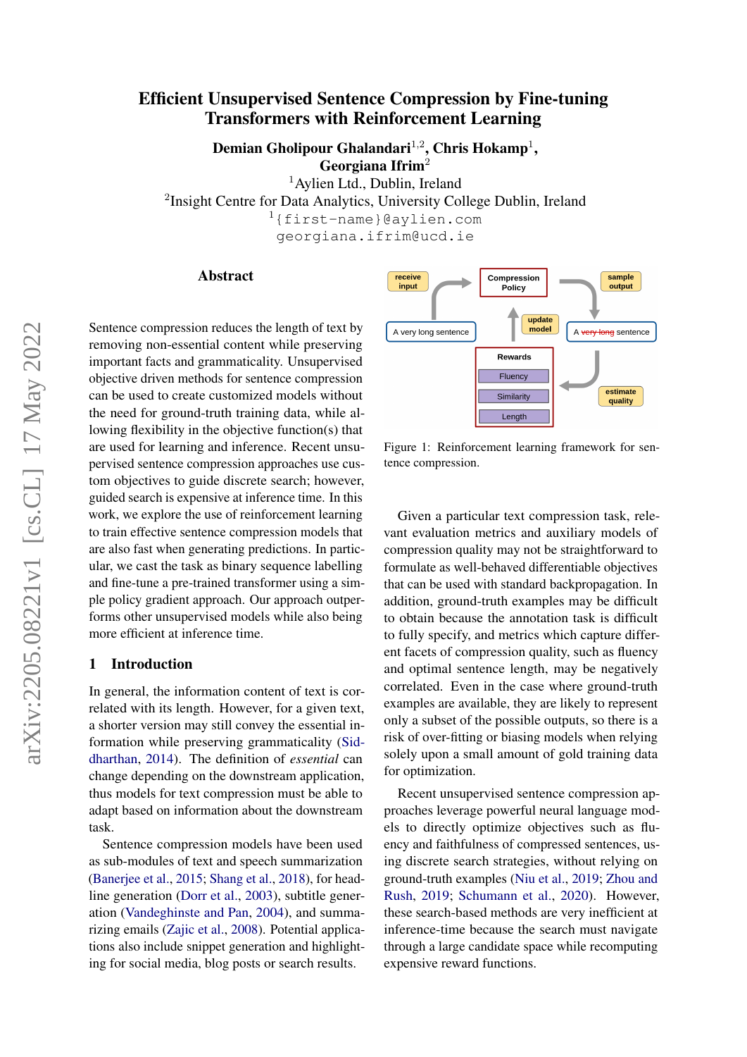# Efficient Unsupervised Sentence Compression by Fine-tuning Transformers with Reinforcement Learning

**Demian Gholipour Ghalandari**[1,2], **Chris Hokamp**[1], **Georgiana Ifrim**[2]

[1]Aylien Ltd., Dublin, Ireland

[2]Insight Centre for Data Analytics, University College Dublin, Ireland

[1]{first-name}@aylien.com

georgiana.ifrim@ucd.ie

## Abstract

Sentence compression reduces the length of text by removing non-essential content while preserving important facts and grammaticality. Unsupervised objective driven methods for sentence compression can be used to create customized models without the need for ground-truth training data, while allowing flexibility in the objective function(s) that are used for learning and inference. Recent unsupervised sentence compression approaches use custom objectives to guide discrete search; however, guided search is expensive at inference time. In this work, we explore the use of reinforcement learning to train effective sentence compression models that are also fast when generating predictions. In particular, we cast the task as binary sequence labelling and fine-tune a pre-trained transformer using a simple policy gradient approach. Our approach outperforms other unsupervised models while also being more efficient at inference time.

## 1 Introduction

In general, the information content of text is correlated with its length. However, for a given text, a shorter version may still convey the essential information while preserving grammaticality (Siddharthan, 2014). The definition of *essential* can change depending on the downstream application, thus models for text compression must be able to adapt based on information about the downstream task.

Sentence compression models have been used as sub-modules of text and speech summarization (Banerjee et al., 2015; Shang et al., 2018), for headline generation (Dorr et al., 2003), subtitle generation (Vandeghinste and Pan, 2004), and summarizing emails (Zajic et al., 2008). Potential applications also include snippet generation and highlighting for social media, blog posts or search results.

Figure 1: Reinforcement learning framework for sentence compression.

Given a particular text compression task, relevant evaluation metrics and auxiliary models of compression quality may not be straightforward to formulate as well-behaved differentiable objectives that can be used with standard backpropagation. In addition, ground-truth examples may be difficult to obtain because the annotation task is difficult to fully specify, and metrics which capture different facets of compression quality, such as fluency and optimal sentence length, may be negatively correlated. Even in the case where ground-truth examples are available, they are likely to represent only a subset of the possible outputs, so there is a risk of over-fitting or biasing models when relying solely upon a small amount of gold training data for optimization.

Recent unsupervised sentence compression approaches leverage powerful neural language models to directly optimize objectives such as fluency and faithfulness of compressed sentences, using discrete search strategies, without relying on ground-truth examples (Niu et al., 2019; Zhou and Rush, 2019; Schumann et al., 2020). However, these search-based methods are very inefficient at inference-time because the search must navigate through a large candidate space while recomputing expensive reward functions.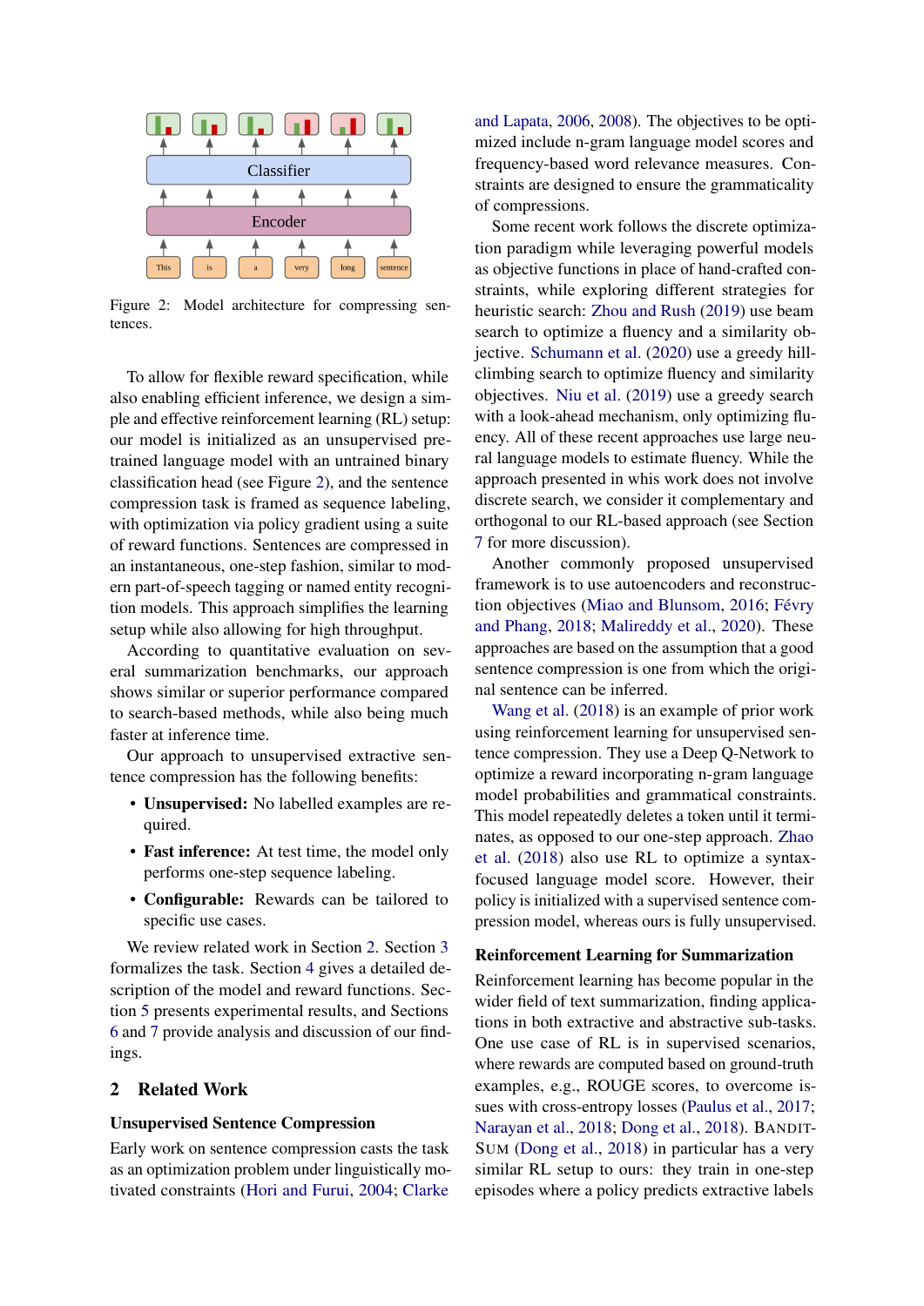Figure 2: Model architecture for compressing sentences.

To allow for flexible reward specification, while also enabling efficient inference, we design a simple and effective reinforcement learning (RL) setup: our model is initialized as an unsupervised pre-trained language model with an untrained binary classification head (see Figure 2), and the sentence compression task is framed as sequence labeling, with optimization via policy gradient using a suite of reward functions. Sentences are compressed in an instantaneous, one-step fashion, similar to modern part-of-speech tagging or named entity recognition models. This approach simplifies the learning setup while also allowing for high throughput.

According to quantitative evaluation on several summarization benchmarks, our approach shows similar or superior performance compared to search-based methods, while also being much faster at inference time.

Our approach to unsupervised extractive sentence compression has the following benefits:

- **Unsupervised:** No labelled examples are required.
- **Fast inference:** At test time, the model only performs one-step sequence labeling.
- **Configurable:** Rewards can be tailored to specific use cases.

We review related work in Section 2. Section 3 formalizes the task. Section 4 gives a detailed description of the model and reward functions. Section 5 presents experimental results, and Sections 6 and 7 provide analysis and discussion of our findings.

## 2 Related Work

### Unsupervised Sentence Compression

Early work on sentence compression casts the task as an optimization problem under linguistically motivated constraints (Hori and Furui, 2004; Clarke and Lapata, 2006, 2008). The objectives to be optimized include n-gram language model scores and frequency-based word relevance measures. Constraints are designed to ensure the grammaticality of compressions.

Some recent work follows the discrete optimization paradigm while leveraging powerful models as objective functions in place of hand-crafted constraints, while exploring different strategies for heuristic search: Zhou and Rush (2019) use beam search to optimize a fluency and a similarity objective. Schumann et al. (2020) use a greedy hill-climbing search to optimize fluency and similarity objectives. Niu et al. (2019) use a greedy search with a look-ahead mechanism, only optimizing fluency. All of these recent approaches use large neural language models to estimate fluency. While the approach presented in whis work does not involve discrete search, we consider it complementary and orthogonal to our RL-based approach (see Section 7 for more discussion).

Another commonly proposed unsupervised framework is to use autoencoders and reconstruction objectives (Miao and Blunsom, 2016; Févry and Phang, 2018; Malireddy et al., 2020). These approaches are based on the assumption that a good sentence compression is one from which the original sentence can be inferred.

Wang et al. (2018) is an example of prior work using reinforcement learning for unsupervised sentence compression. They use a Deep Q-Network to optimize a reward incorporating n-gram language model probabilities and grammatical constraints. This model repeatedly deletes a token until it terminates, as opposed to our one-step approach. Zhao et al. (2018) also use RL to optimize a syntax-focused language model score. However, their policy is initialized with a supervised sentence compression model, whereas ours is fully unsupervised.

### Reinforcement Learning for Summarization

Reinforcement learning has become popular in the wider field of text summarization, finding applications in both extractive and abstractive sub-tasks. One use case of RL is in supervised scenarios, where rewards are computed based on ground-truth examples, e.g., ROUGE scores, to overcome issues with cross-entropy losses (Paulus et al., 2017; Narayan et al., 2018; Dong et al., 2018). BANDITSUM (Dong et al., 2018) in particular has a very similar RL setup to ours: they train in one-step episodes where a policy predicts extractive labels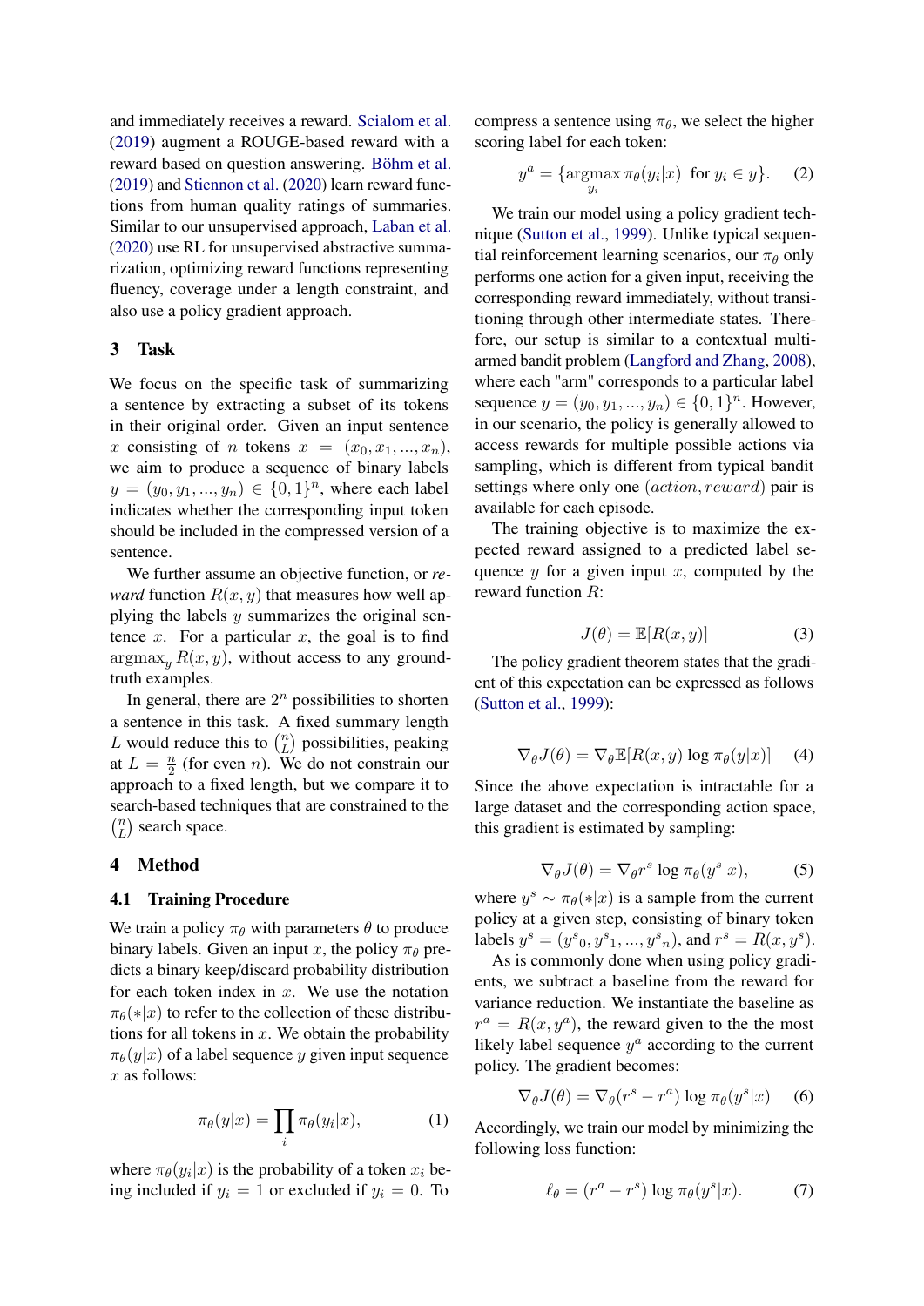and immediately receives a reward. Scialom et al. (2019) augment a ROUGE-based reward with a reward based on question answering. Böhm et al. (2019) and Stiennon et al. (2020) learn reward functions from human quality ratings of summaries. Similar to our unsupervised approach, Laban et al. (2020) use RL for unsupervised abstractive summarization, optimizing reward functions representing fluency, coverage under a length constraint, and also use a policy gradient approach.

## 3 Task

We focus on the specific task of summarizing a sentence by extracting a subset of its tokens in their original order. Given an input sentence $x$ consisting of $n$ tokens $x = (x_0, x_1, ..., x_n)$, we aim to produce a sequence of binary labels $y = (y_0, y_1, ..., y_n) \in \{0, 1\}^n$, where each label indicates whether the corresponding input token should be included in the compressed version of a sentence.

We further assume an objective function, or *reward* function $R(x, y)$ that measures how well applying the labels $y$ summarizes the original sentence $x$. For a particular $x$, the goal is to find $\text{argmax}_y R(x, y)$, without access to any ground-truth examples.

In general, there are $2^n$ possibilities to shorten a sentence in this task. A fixed summary length $L$ would reduce this to $\binom{n}{L}$ possibilities, peaking at $L = \frac{n}{2}$ (for even $n$). We do not constrain our approach to a fixed length, but we compare it to search-based techniques that are constrained to the $\binom{n}{L}$ search space.

## 4 Method

### 4.1 Training Procedure

We train a policy $\pi_\theta$ with parameters $\theta$ to produce binary labels. Given an input $x$, the policy $\pi_\theta$ predicts a binary keep/discard probability distribution for each token index in $x$. We use the notation $\pi_\theta(*|x)$ to refer to the collection of these distributions for all tokens in $x$. We obtain the probability $\pi_\theta(y|x)$ of a label sequence $y$ given input sequence $x$ as follows:

$$\pi_\theta(y|x) = \prod_i \pi_\theta(y_i|x), \tag{1}$$

where $\pi_\theta(y_i|x)$ is the probability of a token $x_i$ being included if $y_i = 1$ or excluded if $y_i = 0$. To compress a sentence using $\pi_\theta$, we select the higher scoring label for each token:

$$y^a = \{\underset{y_i}{\text{argmax}}\, \pi_\theta(y_i|x) \text{ for } y_i \in y\}. \tag{2}$$

We train our model using a policy gradient technique (Sutton et al., 1999). Unlike typical sequential reinforcement learning scenarios, our $\pi_\theta$ only performs one action for a given input, receiving the corresponding reward immediately, without transitioning through other intermediate states. Therefore, our setup is similar to a contextual multi-armed bandit problem (Langford and Zhang, 2008), where each "arm" corresponds to a particular label sequence $y = (y_0, y_1, ..., y_n) \in \{0, 1\}^n$. However, in our scenario, the policy is generally allowed to access rewards for multiple possible actions via sampling, which is different from typical bandit settings where only one $(action, reward)$ pair is available for each episode.

The training objective is to maximize the expected reward assigned to a predicted label sequence $y$ for a given input $x$, computed by the reward function $R$:

$$J(\theta) = \mathbb{E}[R(x, y)] \tag{3}$$

The policy gradient theorem states that the gradient of this expectation can be expressed as follows (Sutton et al., 1999):

$$\nabla_\theta J(\theta) = \nabla_\theta \mathbb{E}[R(x, y) \log \pi_\theta(y|x)] \tag{4}$$

Since the above expectation is intractable for a large dataset and the corresponding action space, this gradient is estimated by sampling:

$$\nabla_\theta J(\theta) = \nabla_\theta r^s \log \pi_\theta(y^s|x), \tag{5}$$

where $y^s \sim \pi_\theta(*|x)$ is a sample from the current policy at a given step, consisting of binary token labels $y^s = ({y^s}_0, {y^s}_1, ..., {y^s}_n)$, and $r^s = R(x, y^s)$.

As is commonly done when using policy gradients, we subtract a baseline from the reward for variance reduction. We instantiate the baseline as $r^a = R(x, y^a)$, the reward given to the the most likely label sequence $y^a$ according to the current policy. The gradient becomes:

$$\nabla_\theta J(\theta) = \nabla_\theta (r^s - r^a) \log \pi_\theta(y^s|x) \tag{6}$$

Accordingly, we train our model by minimizing the following loss function:

$$\ell_\theta = (r^a - r^s) \log \pi_\theta(y^s|x). \tag{7}$$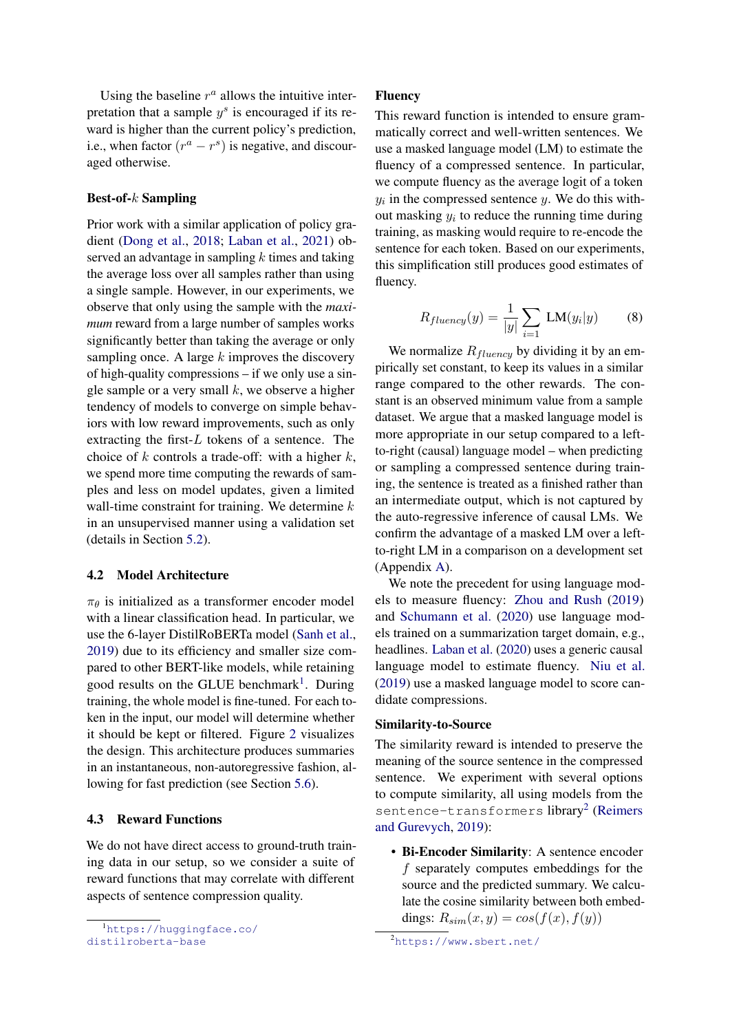Using the baseline $r^a$ allows the intuitive interpretation that a sample $y^s$ is encouraged if its reward is higher than the current policy's prediction, i.e., when factor $(r^a - r^s)$ is negative, and discouraged otherwise.

### Best-of-$k$ Sampling

Prior work with a similar application of policy gradient (Dong et al., 2018; Laban et al., 2021) observed an advantage in sampling $k$ times and taking the average loss over all samples rather than using a single sample. However, in our experiments, we observe that only using the sample with the *maximum* reward from a large number of samples works significantly better than taking the average or only sampling once. A large $k$ improves the discovery of high-quality compressions – if we only use a single sample or a very small $k$, we observe a higher tendency of models to converge on simple behaviors with low reward improvements, such as only extracting the first-$L$ tokens of a sentence. The choice of $k$ controls a trade-off: with a higher $k$, we spend more time computing the rewards of samples and less on model updates, given a limited wall-time constraint for training. We determine $k$ in an unsupervised manner using a validation set (details in Section 5.2).

## 4.2 Model Architecture

$\pi_\theta$ is initialized as a transformer encoder model with a linear classification head. In particular, we use the 6-layer DistilRoBERTa model (Sanh et al., 2019) due to its efficiency and smaller size compared to other BERT-like models, while retaining good results on the GLUE benchmark[1]. During training, the whole model is fine-tuned. For each token in the input, our model will determine whether it should be kept or filtered. Figure 2 visualizes the design. This architecture produces summaries in an instantaneous, non-autoregressive fashion, allowing for fast prediction (see Section 5.6).

## 4.3 Reward Functions

We do not have direct access to ground-truth training data in our setup, so we consider a suite of reward functions that may correlate with different aspects of sentence compression quality.

[1] https://huggingface.co/distilroberta-base

### Fluency

This reward function is intended to ensure grammatically correct and well-written sentences. We use a masked language model (LM) to estimate the fluency of a compressed sentence. In particular, we compute fluency as the average logit of a token $y_i$ in the compressed sentence $y$. We do this without masking $y_i$ to reduce the running time during training, as masking would require to re-encode the sentence for each token. Based on our experiments, this simplification still produces good estimates of fluency.

$$R_{fluency}(y) = \frac{1}{|y|} \sum_{i=1} \text{LM}(y_i|y) \qquad (8)$$

We normalize $R_{fluency}$ by dividing it by an empirically set constant, to keep its values in a similar range compared to the other rewards. The constant is an observed minimum value from a sample dataset. We argue that a masked language model is more appropriate in our setup compared to a left-to-right (causal) language model – when predicting or sampling a compressed sentence during training, the sentence is treated as a finished rather than an intermediate output, which is not captured by the auto-regressive inference of causal LMs. We confirm the advantage of a masked LM over a left-to-right LM in a comparison on a development set (Appendix A).

We note the precedent for using language models to measure fluency: Zhou and Rush (2019) and Schumann et al. (2020) use language models trained on a summarization target domain, e.g., headlines. Laban et al. (2020) uses a generic causal language model to estimate fluency. Niu et al. (2019) use a masked language model to score candidate compressions.

### Similarity-to-Source

The similarity reward is intended to preserve the meaning of the source sentence in the compressed sentence. We experiment with several options to compute similarity, all using models from the `sentence-transformers` library[2] (Reimers and Gurevych, 2019):

- **Bi-Encoder Similarity**: A sentence encoder $f$ separately computes embeddings for the source and the predicted summary. We calculate the cosine similarity between both embeddings: $R_{sim}(x, y) = cos(f(x), f(y))$

[2] https://www.sbert.net/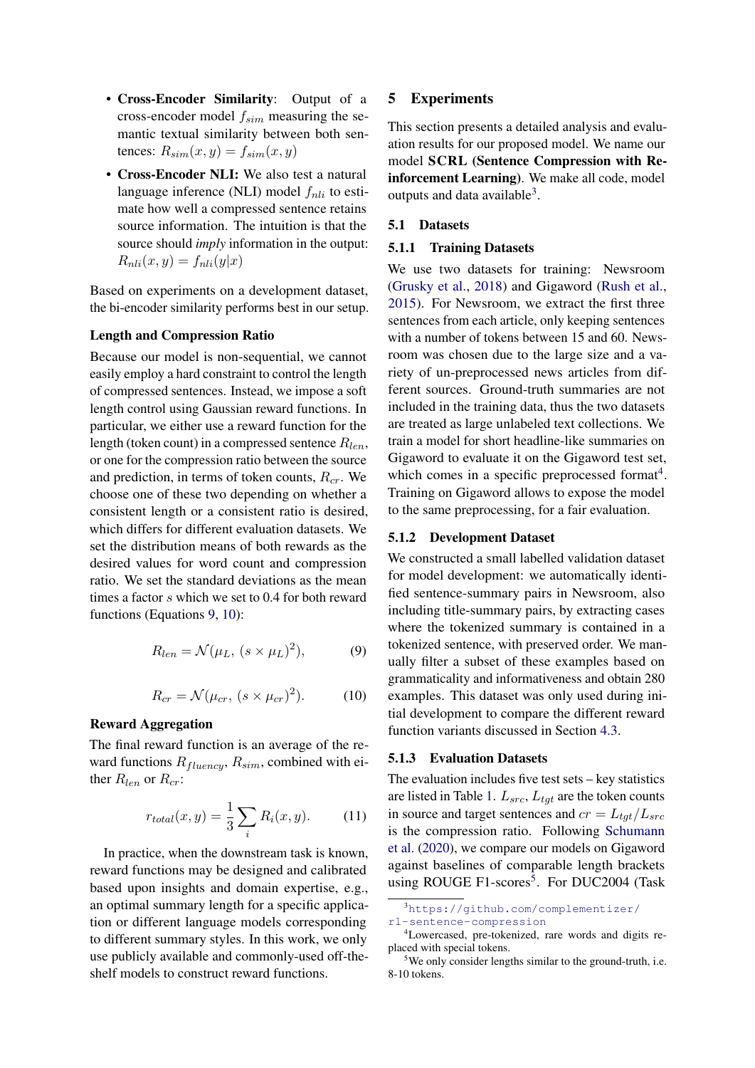- **Cross-Encoder Similarity**: Output of a cross-encoder model $f_{sim}$ measuring the semantic textual similarity between both sentences: $R_{sim}(x, y) = f_{sim}(x, y)$
- **Cross-Encoder NLI:** We also test a natural language inference (NLI) model $f_{nli}$ to estimate how well a compressed sentence retains source information. The intuition is that the source should *imply* information in the output: $R_{nli}(x, y) = f_{nli}(y|x)$

Based on experiments on a development dataset, the bi-encoder similarity performs best in our setup.

**Length and Compression Ratio**

Because our model is non-sequential, we cannot easily employ a hard constraint to control the length of compressed sentences. Instead, we impose a soft length control using Gaussian reward functions. In particular, we either use a reward function for the length (token count) in a compressed sentence $R_{len}$, or one for the compression ratio between the source and prediction, in terms of token counts, $R_{cr}$. We choose one of these two depending on whether a consistent length or a consistent ratio is desired, which differs for different evaluation datasets. We set the distribution means of both rewards as the desired values for word count and compression ratio. We set the standard deviations as the mean times a factor $s$ which we set to 0.4 for both reward functions (Equations 9, 10):

$$R_{len} = \mathcal{N}(\mu_L, \, (s \times \mu_L)^2), \tag{9}$$

$$R_{cr} = \mathcal{N}(\mu_{cr}, \, (s \times \mu_{cr})^2). \tag{10}$$

**Reward Aggregation**

The final reward function is an average of the reward functions $R_{fluency}$, $R_{sim}$, combined with either $R_{len}$ or $R_{cr}$:

$$r_{total}(x, y) = \frac{1}{3} \sum_{i} R_i(x, y). \tag{11}$$

In practice, when the downstream task is known, reward functions may be designed and calibrated based upon insights and domain expertise, e.g., an optimal summary length for a specific application or different language models corresponding to different summary styles. In this work, we only use publicly available and commonly-used off-the-shelf models to construct reward functions.

# 5 Experiments

This section presents a detailed analysis and evaluation results for our proposed model. We name our model **SCRL (Sentence Compression with Reinforcement Learning)**. We make all code, model outputs and data available[3].

## 5.1 Datasets

### 5.1.1 Training Datasets

We use two datasets for training: Newsroom (Grusky et al., 2018) and Gigaword (Rush et al., 2015). For Newsroom, we extract the first three sentences from each article, only keeping sentences with a number of tokens between 15 and 60. Newsroom was chosen due to the large size and a variety of un-preprocessed news articles from different sources. Ground-truth summaries are not included in the training data, thus the two datasets are treated as large unlabeled text collections. We train a model for short headline-like summaries on Gigaword to evaluate it on the Gigaword test set, which comes in a specific preprocessed format[4]. Training on Gigaword allows to expose the model to the same preprocessing, for a fair evaluation.

### 5.1.2 Development Dataset

We constructed a small labelled validation dataset for model development: we automatically identified sentence-summary pairs in Newsroom, also including title-summary pairs, by extracting cases where the tokenized summary is contained in a tokenized sentence, with preserved order. We manually filter a subset of these examples based on grammaticality and informativeness and obtain 280 examples. This dataset was only used during initial development to compare the different reward function variants discussed in Section 4.3.

### 5.1.3 Evaluation Datasets

The evaluation includes five test sets – key statistics are listed in Table 1. $L_{src}$, $L_{tgt}$ are the token counts in source and target sentences and $cr = L_{tgt}/L_{src}$ is the compression ratio. Following Schumann et al. (2020), we compare our models on Gigaword against baselines of comparable length brackets using ROUGE F1-scores[5]. For DUC2004 (Task

[3] https://github.com/complementizer/rl-sentence-compression

[4] Lowercased, pre-tokenized, rare words and digits replaced with special tokens.

[5] We only consider lengths similar to the ground-truth, i.e. 8-10 tokens.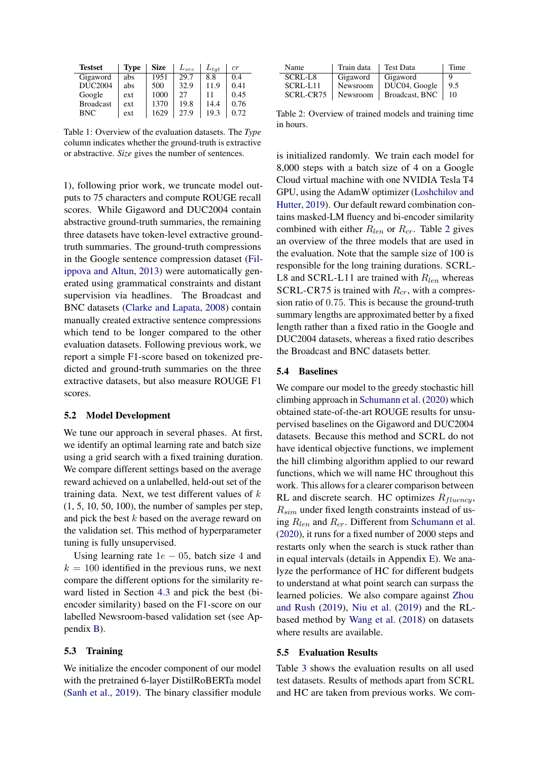| Testset | Type | Size | $L_{src}$ | $L_{tgt}$ | $cr$ |
|---|---|---|---|---|---|
| Gigaword | abs | 1951 | 29.7 | 8.8 | 0.4 |
| DUC2004 | abs | 500 | 32.9 | 11.9 | 0.41 |
| Google | ext | 1000 | 27 | 11 | 0.45 |
| Broadcast | ext | 1370 | 19.8 | 14.4 | 0.76 |
| BNC | ext | 1629 | 27.9 | 19.3 | 0.72 |

Table 1: Overview of the evaluation datasets. The *Type* column indicates whether the ground-truth is extractive or abstractive. *Size* gives the number of sentences.

1), following prior work, we truncate model outputs to 75 characters and compute ROUGE recall scores. While Gigaword and DUC2004 contain abstractive ground-truth summaries, the remaining three datasets have token-level extractive ground-truth summaries. The ground-truth compressions in the Google sentence compression dataset (Filippova and Altun, 2013) were automatically generated using grammatical constraints and distant supervision via headlines. The Broadcast and BNC datasets (Clarke and Lapata, 2008) contain manually created extractive sentence compressions which tend to be longer compared to the other evaluation datasets. Following previous work, we report a simple F1-score based on tokenized predicted and ground-truth summaries on the three extractive datasets, but also measure ROUGE F1 scores.

## 5.2 Model Development

We tune our approach in several phases. At first, we identify an optimal learning rate and batch size using a grid search with a fixed training duration. We compare different settings based on the average reward achieved on a unlabelled, held-out set of the training data. Next, we test different values of $k$ (1, 5, 10, 50, 100), the number of samples per step, and pick the best $k$ based on the average reward on the validation set. This method of hyperparameter tuning is fully unsupervised.

Using learning rate $1e-05$, batch size 4 and $k = 100$ identified in the previous runs, we next compare the different options for the similarity reward listed in Section 4.3 and pick the best (bi-encoder similarity) based on the F1-score on our labelled Newsroom-based validation set (see Appendix B).

## 5.3 Training

We initialize the encoder component of our model with the pretrained 6-layer DistilRoBERTa model (Sanh et al., 2019). The binary classifier module is initialized randomly. We train each model for 8,000 steps with a batch size of 4 on a Google Cloud virtual machine with one NVIDIA Tesla T4 GPU, using the AdamW optimizer (Loshchilov and Hutter, 2019). Our default reward combination contains masked-LM fluency and bi-encoder similarity combined with either $R_{len}$ or $R_{cr}$. Table 2 gives an overview of the three models that are used in the evaluation. Note that the sample size of 100 is responsible for the long training durations. SCRL-L8 and SCRL-L11 are trained with $R_{len}$ whereas SCRL-CR75 is trained with $R_{cr}$, with a compression ratio of 0.75. This is because the ground-truth summary lengths are approximated better by a fixed length rather than a fixed ratio in the Google and DUC2004 datasets, whereas a fixed ratio describes the Broadcast and BNC datasets better.

| Name | Train data | Test Data | Time |
|---|---|---|---|
| SCRL-L8 | Gigaword | Gigaword | 9 |
| SCRL-L11 | Newsroom | DUC04, Google | 9.5 |
| SCRL-CR75 | Newsroom | Broadcast, BNC | 10 |

Table 2: Overview of trained models and training time in hours.

## 5.4 Baselines

We compare our model to the greedy stochastic hill climbing approach in Schumann et al. (2020) which obtained state-of-the-art ROUGE results for unsupervised baselines on the Gigaword and DUC2004 datasets. Because this method and SCRL do not have identical objective functions, we implement the hill climbing algorithm applied to our reward functions, which we will name HC throughout this work. This allows for a clearer comparison between RL and discrete search. HC optimizes $R_{fluency}$, $R_{sim}$ under fixed length constraints instead of using $R_{len}$ and $R_{cr}$. Different from Schumann et al. (2020), it runs for a fixed number of 2000 steps and restarts only when the search is stuck rather than in equal intervals (details in Appendix E). We analyze the performance of HC for different budgets to understand at what point search can surpass the learned policies. We also compare against Zhou and Rush (2019), Niu et al. (2019) and the RL-based method by Wang et al. (2018) on datasets where results are available.

## 5.5 Evaluation Results

Table 3 shows the evaluation results on all used test datasets. Results of methods apart from SCRL and HC are taken from previous works. We com-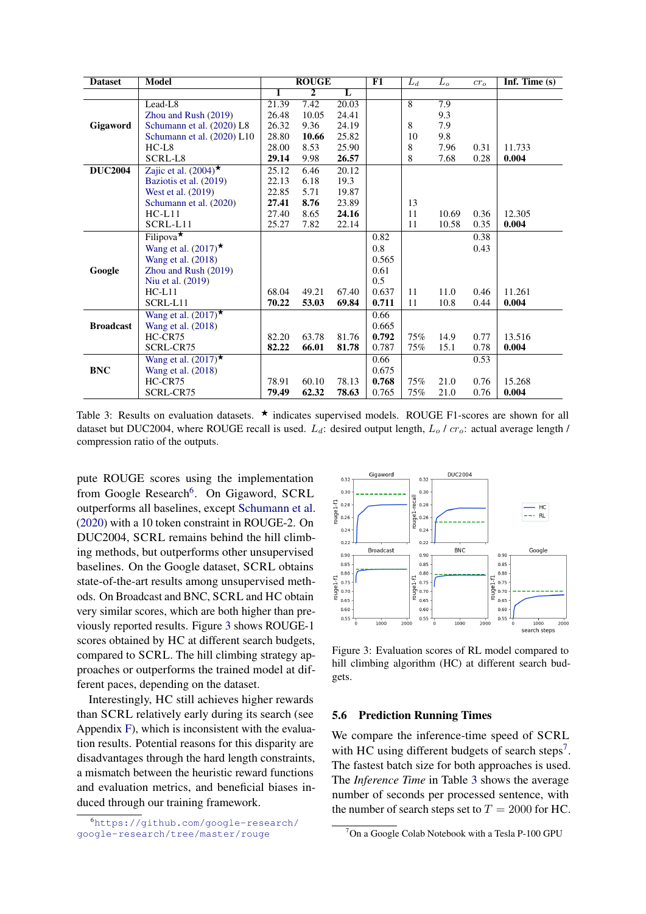| Dataset | Model | ROUGE | | | F1 | $L_d$ | $L_o$ | $cr_o$ | Inf. Time (s) |
|---|---|---|---|---|---|---|---|---|---|
| | | 1 | 2 | L | | | | | |
| Gigaword | Lead-L8 | 21.39 | 7.42 | 20.03 | | 8 | 7.9 | | |
| | Zhou and Rush (2019) | 26.48 | 10.05 | 24.41 | | | 9.3 | | |
| | Schumann et al. (2020) L8 | 26.32 | 9.36 | 24.19 | | 8 | 7.9 | | |
| | Schumann et al. (2020) L10 | 28.80 | **10.66** | 25.82 | | 10 | 9.8 | | |
| | HC-L8 | 28.00 | 8.53 | 25.90 | | 8 | 7.96 | 0.31 | 11.733 |
| | SCRL-L8 | **29.14** | 9.98 | **26.57** | | 8 | 7.68 | 0.28 | **0.004** |
| DUC2004 | Zajic et al. (2004)★ | 25.12 | 6.46 | 20.12 | | | | | |
| | Baziotis et al. (2019) | 22.13 | 6.18 | 19.3 | | | | | |
| | West et al. (2019) | 22.85 | 5.71 | 19.87 | | | | | |
| | Schumann et al. (2020) | **27.41** | **8.76** | 23.89 | | 13 | | | |
| | HC-L11 | 27.40 | 8.65 | **24.16** | | 11 | 10.69 | 0.36 | 12.305 |
| | SCRL-L11 | 25.27 | 7.82 | 22.14 | | 11 | 10.58 | 0.35 | **0.004** |
| Google | Filipova★ | | | | 0.82 | | | 0.38 | |
| | Wang et al. (2017)★ | | | | 0.8 | | | 0.43 | |
| | Wang et al. (2018) | | | | 0.565 | | | | |
| | Zhou and Rush (2019) | | | | 0.61 | | | | |
| | Niu et al. (2019) | | | | 0.5 | | | | |
| | HC-L11 | 68.04 | 49.21 | 67.40 | 0.637 | 11 | 11.0 | 0.46 | 11.261 |
| | SCRL-L11 | **70.22** | **53.03** | **69.84** | **0.711** | 11 | 10.8 | 0.44 | **0.004** |
| Broadcast | Wang et al. (2017)★ | | | | 0.66 | | | | |
| | Wang et al. (2018) | | | | 0.665 | | | | |
| | HC-CR75 | 82.20 | 63.78 | 81.76 | **0.792** | 75% | 14.9 | 0.77 | 13.516 |
| | SCRL-CR75 | **82.22** | **66.01** | **81.78** | 0.787 | 75% | 15.1 | 0.78 | **0.004** |
| BNC | Wang et al. (2017)★ | | | | 0.66 | | | 0.53 | |
| | Wang et al. (2018) | | | | 0.675 | | | | |
| | HC-CR75 | 78.91 | 60.10 | 78.13 | **0.768** | 75% | 21.0 | 0.76 | 15.268 |
| | SCRL-CR75 | **79.49** | **62.32** | **78.63** | 0.765 | 75% | 21.0 | 0.76 | **0.004** |

Table 3: Results on evaluation datasets. ★ indicates supervised models. ROUGE F1-scores are shown for all dataset but DUC2004, where ROUGE recall is used. $L_d$: desired output length, $L_o$ / $cr_o$: actual average length / compression ratio of the outputs.

pute ROUGE scores using the implementation from Google Research[6]. On Gigaword, SCRL outperforms all baselines, except Schumann et al. (2020) with a 10 token constraint in ROUGE-2. On DUC2004, SCRL remains behind the hill climbing methods, but outperforms other unsupervised baselines. On the Google dataset, SCRL obtains state-of-the-art results among unsupervised methods. On Broadcast and BNC, SCRL and HC obtain very similar scores, which are both higher than previously reported results. Figure 3 shows ROUGE-1 scores obtained by HC at different search budgets, compared to SCRL. The hill climbing strategy approaches or outperforms the trained model at different paces, depending on the dataset.

Interestingly, HC still achieves higher rewards than SCRL relatively early during its search (see Appendix F), which is inconsistent with the evaluation results. Potential reasons for this disparity are disadvantages through the hard length constraints, a mismatch between the heuristic reward functions and evaluation metrics, and beneficial biases induced through our training framework.

[6] https://github.com/google-research/google-research/tree/master/rouge

Figure 3: Evaluation scores of RL model compared to hill climbing algorithm (HC) at different search budgets.

### 5.6 Prediction Running Times

We compare the inference-time speed of SCRL with HC using different budgets of search steps[7]. The fastest batch size for both approaches is used. The *Inference Time* in Table 3 shows the average number of seconds per processed sentence, with the number of search steps set to $T = 2000$ for HC.

[7] On a Google Colab Notebook with a Tesla P-100 GPU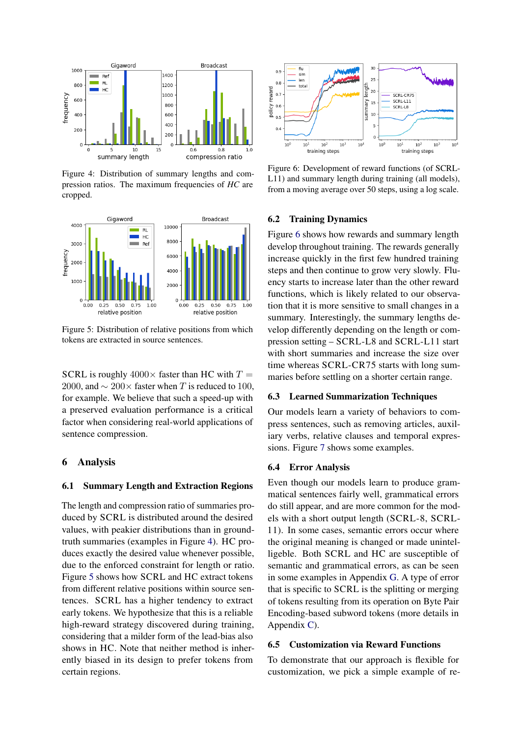Figure 4: Distribution of summary lengths and compression ratios. The maximum frequencies of *HC* are cropped.

Figure 5: Distribution of relative positions from which tokens are extracted in source sentences.

SCRL is roughly $4000\times$ faster than HC with $T = 2000$, and $\sim 200\times$ faster when $T$ is reduced to 100, for example. We believe that such a speed-up with a preserved evaluation performance is a critical factor when considering real-world applications of sentence compression.

# 6 Analysis

## 6.1 Summary Length and Extraction Regions

The length and compression ratio of summaries produced by SCRL is distributed around the desired values, with peakier distributions than in ground-truth summaries (examples in Figure 4). HC produces exactly the desired value whenever possible, due to the enforced constraint for length or ratio. Figure 5 shows how SCRL and HC extract tokens from different relative positions within source sentences. SCRL has a higher tendency to extract early tokens. We hypothesize that this is a reliable high-reward strategy discovered during training, considering that a milder form of the lead-bias also shows in HC. Note that neither method is inherently biased in its design to prefer tokens from certain regions.

Figure 6: Development of reward functions (of SCRL-L11) and summary length during training (all models), from a moving average over 50 steps, using a log scale.

## 6.2 Training Dynamics

Figure 6 shows how rewards and summary length develop throughout training. The rewards generally increase quickly in the first few hundred training steps and then continue to grow very slowly. Fluency starts to increase later than the other reward functions, which is likely related to our observation that it is more sensitive to small changes in a summary. Interestingly, the summary lengths develop differently depending on the length or compression setting – SCRL-L8 and SCRL-L11 start with short summaries and increase the size over time whereas SCRL-CR75 starts with long summaries before settling on a shorter certain range.

## 6.3 Learned Summarization Techniques

Our models learn a variety of behaviors to compress sentences, such as removing articles, auxiliary verbs, relative clauses and temporal expressions. Figure 7 shows some examples.

## 6.4 Error Analysis

Even though our models learn to produce grammatical sentences fairly well, grammatical errors do still appear, and are more common for the models with a short output length (SCRL-8, SCRL-11). In some cases, semantic errors occur where the original meaning is changed or made unintelligeble. Both SCRL and HC are susceptible of semantic and grammatical errors, as can be seen in some examples in Appendix G. A type of error that is specific to SCRL is the splitting or merging of tokens resulting from its operation on Byte Pair Encoding-based subword tokens (more details in Appendix C).

## 6.5 Customization via Reward Functions

To demonstrate that our approach is flexible for customization, we pick a simple example of re-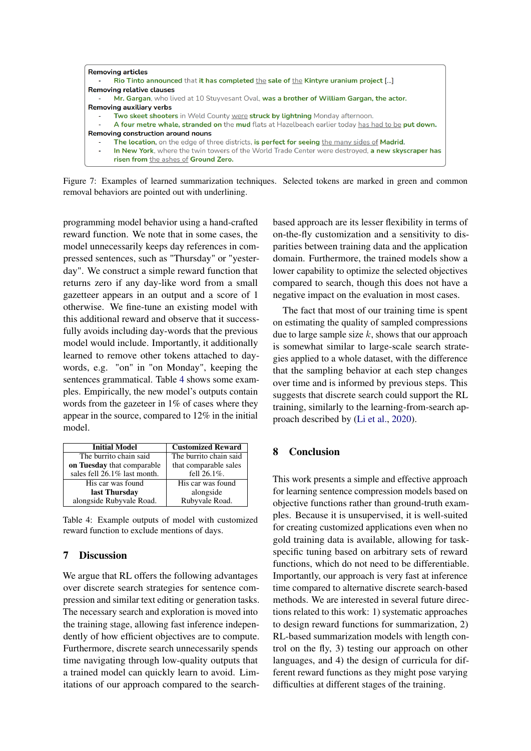**Removing articles**

- Rio Tinto announced that it has completed the sale of the Kintyre uranium project [...]

**Removing relative clauses**

- Mr. Gargan, who lived at 10 Stuyvesant Oval, was a brother of William Gargan, the actor.

**Removing auxiliary verbs**

- Two skeet shooters in Weld County were struck by lightning Monday afternoon.
- A four metre whale, stranded on the mud flats at Hazelbeach earlier today has had to be put down.

**Removing construction around nouns**

- The location, on the edge of three districts, is perfect for seeing the many sides of Madrid.
- In New York, where the twin towers of the World Trade Center were destroyed, a new skyscraper has risen from the ashes of Ground Zero.

Figure 7: Examples of learned summarization techniques. Selected tokens are marked in green and common removal behaviors are pointed out with underlining.

programming model behavior using a hand-crafted reward function. We note that in some cases, the model unnecessarily keeps day references in compressed sentences, such as "Thursday" or "yesterday". We construct a simple reward function that returns zero if any day-like word from a small gazetteer appears in an output and a score of 1 otherwise. We fine-tune an existing model with this additional reward and observe that it successfully avoids including day-words that the previous model would include. Importantly, it additionally learned to remove other tokens attached to day-words, e.g. "on" in "on Monday", keeping the sentences grammatical. Table 4 shows some examples. Empirically, the new model's outputs contain words from the gazeteer in 1% of cases where they appear in the source, compared to 12% in the initial model.

| Initial Model | Customized Reward |
|---|---|
| The burrito chain said **on Tuesday** that comparable sales fell 26.1% last month. | The burrito chain said that comparable sales fell 26.1%. |
| His car was found **last Thursday** alongside Rubyvale Road. | His car was found alongside Rubyvale Road. |

Table 4: Example outputs of model with customized reward function to exclude mentions of days.

## 7 Discussion

We argue that RL offers the following advantages over discrete search strategies for sentence compression and similar text editing or generation tasks. The necessary search and exploration is moved into the training stage, allowing fast inference independently of how efficient objectives are to compute. Furthermore, discrete search unnecessarily spends time navigating through low-quality outputs that a trained model can quickly learn to avoid. Limitations of our approach compared to the search-based approach are its lesser flexibility in terms of on-the-fly customization and a sensitivity to disparities between training data and the application domain. Furthermore, the trained models show a lower capability to optimize the selected objectives compared to search, though this does not have a negative impact on the evaluation in most cases.

The fact that most of our training time is spent on estimating the quality of sampled compressions due to large sample size $k$, shows that our approach is somewhat similar to large-scale search strategies applied to a whole dataset, with the difference that the sampling behavior at each step changes over time and is informed by previous steps. This suggests that discrete search could support the RL training, similarly to the learning-from-search approach described by (Li et al., 2020).

## 8 Conclusion

This work presents a simple and effective approach for learning sentence compression models based on objective functions rather than ground-truth examples. Because it is unsupervised, it is well-suited for creating customized applications even when no gold training data is available, allowing for task-specific tuning based on arbitrary sets of reward functions, which do not need to be differentiable. Importantly, our approach is very fast at inference time compared to alternative discrete search-based methods. We are interested in several future directions related to this work: 1) systematic approaches to design reward functions for summarization, 2) RL-based summarization models with length control on the fly, 3) testing our approach on other languages, and 4) the design of curricula for different reward functions as they might pose varying difficulties at different stages of the training.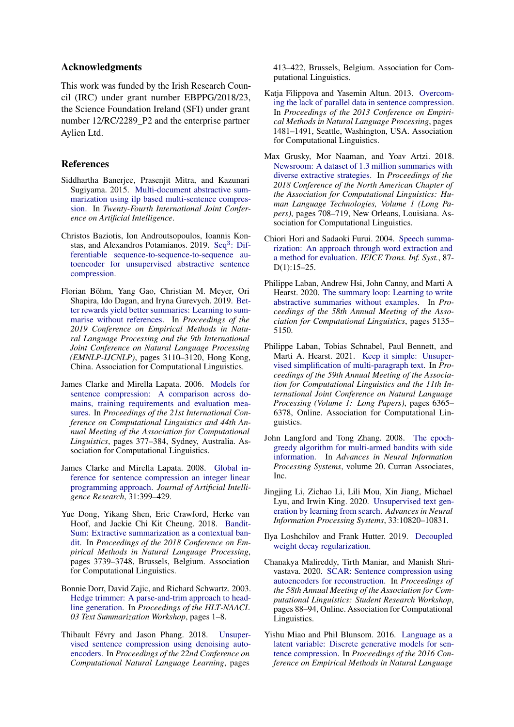## Acknowledgments

This work was funded by the Irish Research Council (IRC) under grant number EBPPG/2018/23, the Science Foundation Ireland (SFI) under grant number 12/RC/2289_P2 and the enterprise partner Aylien Ltd.

## References

Siddhartha Banerjee, Prasenjit Mitra, and Kazunari Sugiyama. 2015. Multi-document abstractive summarization using ilp based multi-sentence compression. In *Twenty-Fourth International Joint Conference on Artificial Intelligence*.

Christos Baziotis, Ion Androutsopoulos, Ioannis Konstas, and Alexandros Potamianos. 2019. Seq$^3$: Differentiable sequence-to-sequence-to-sequence autoencoder for unsupervised abstractive sentence compression.

Florian Böhm, Yang Gao, Christian M. Meyer, Ori Shapira, Ido Dagan, and Iryna Gurevych. 2019. Better rewards yield better summaries: Learning to summarise without references. In *Proceedings of the 2019 Conference on Empirical Methods in Natural Language Processing and the 9th International Joint Conference on Natural Language Processing (EMNLP-IJCNLP)*, pages 3110–3120, Hong Kong, China. Association for Computational Linguistics.

James Clarke and Mirella Lapata. 2006. Models for sentence compression: A comparison across domains, training requirements and evaluation measures. In *Proceedings of the 21st International Conference on Computational Linguistics and 44th Annual Meeting of the Association for Computational Linguistics*, pages 377–384, Sydney, Australia. Association for Computational Linguistics.

James Clarke and Mirella Lapata. 2008. Global inference for sentence compression an integer linear programming approach. *Journal of Artificial Intelligence Research*, 31:399–429.

Yue Dong, Yikang Shen, Eric Crawford, Herke van Hoof, and Jackie Chi Kit Cheung. 2018. BanditSum: Extractive summarization as a contextual bandit. In *Proceedings of the 2018 Conference on Empirical Methods in Natural Language Processing*, pages 3739–3748, Brussels, Belgium. Association for Computational Linguistics.

Bonnie Dorr, David Zajic, and Richard Schwartz. 2003. Hedge trimmer: A parse-and-trim approach to headline generation. In *Proceedings of the HLT-NAACL 03 Text Summarization Workshop*, pages 1–8.

Thibault Févry and Jason Phang. 2018. Unsupervised sentence compression using denoising autoencoders. In *Proceedings of the 22nd Conference on Computational Natural Language Learning*, pages 413–422, Brussels, Belgium. Association for Computational Linguistics.

Katja Filippova and Yasemin Altun. 2013. Overcoming the lack of parallel data in sentence compression. In *Proceedings of the 2013 Conference on Empirical Methods in Natural Language Processing*, pages 1481–1491, Seattle, Washington, USA. Association for Computational Linguistics.

Max Grusky, Mor Naaman, and Yoav Artzi. 2018. Newsroom: A dataset of 1.3 million summaries with diverse extractive strategies. In *Proceedings of the 2018 Conference of the North American Chapter of the Association for Computational Linguistics: Human Language Technologies, Volume 1 (Long Papers)*, pages 708–719, New Orleans, Louisiana. Association for Computational Linguistics.

Chiori Hori and Sadaoki Furui. 2004. Speech summarization: An approach through word extraction and a method for evaluation. *IEICE Trans. Inf. Syst.*, 87-D(1):15–25.

Philippe Laban, Andrew Hsi, John Canny, and Marti A Hearst. 2020. The summary loop: Learning to write abstractive summaries without examples. In *Proceedings of the 58th Annual Meeting of the Association for Computational Linguistics*, pages 5135–5150.

Philippe Laban, Tobias Schnabel, Paul Bennett, and Marti A. Hearst. 2021. Keep it simple: Unsupervised simplification of multi-paragraph text. In *Proceedings of the 59th Annual Meeting of the Association for Computational Linguistics and the 11th International Joint Conference on Natural Language Processing (Volume 1: Long Papers)*, pages 6365–6378, Online. Association for Computational Linguistics.

John Langford and Tong Zhang. 2008. The epoch-greedy algorithm for multi-armed bandits with side information. In *Advances in Neural Information Processing Systems*, volume 20. Curran Associates, Inc.

Jingjing Li, Zichao Li, Lili Mou, Xin Jiang, Michael Lyu, and Irwin King. 2020. Unsupervised text generation by learning from search. *Advances in Neural Information Processing Systems*, 33:10820–10831.

Ilya Loshchilov and Frank Hutter. 2019. Decoupled weight decay regularization.

Chanakya Malireddy, Tirth Maniar, and Manish Shrivastava. 2020. SCAR: Sentence compression using autoencoders for reconstruction. In *Proceedings of the 58th Annual Meeting of the Association for Computational Linguistics: Student Research Workshop*, pages 88–94, Online. Association for Computational Linguistics.

Yishu Miao and Phil Blunsom. 2016. Language as a latent variable: Discrete generative models for sentence compression. In *Proceedings of the 2016 Conference on Empirical Methods in Natural Language*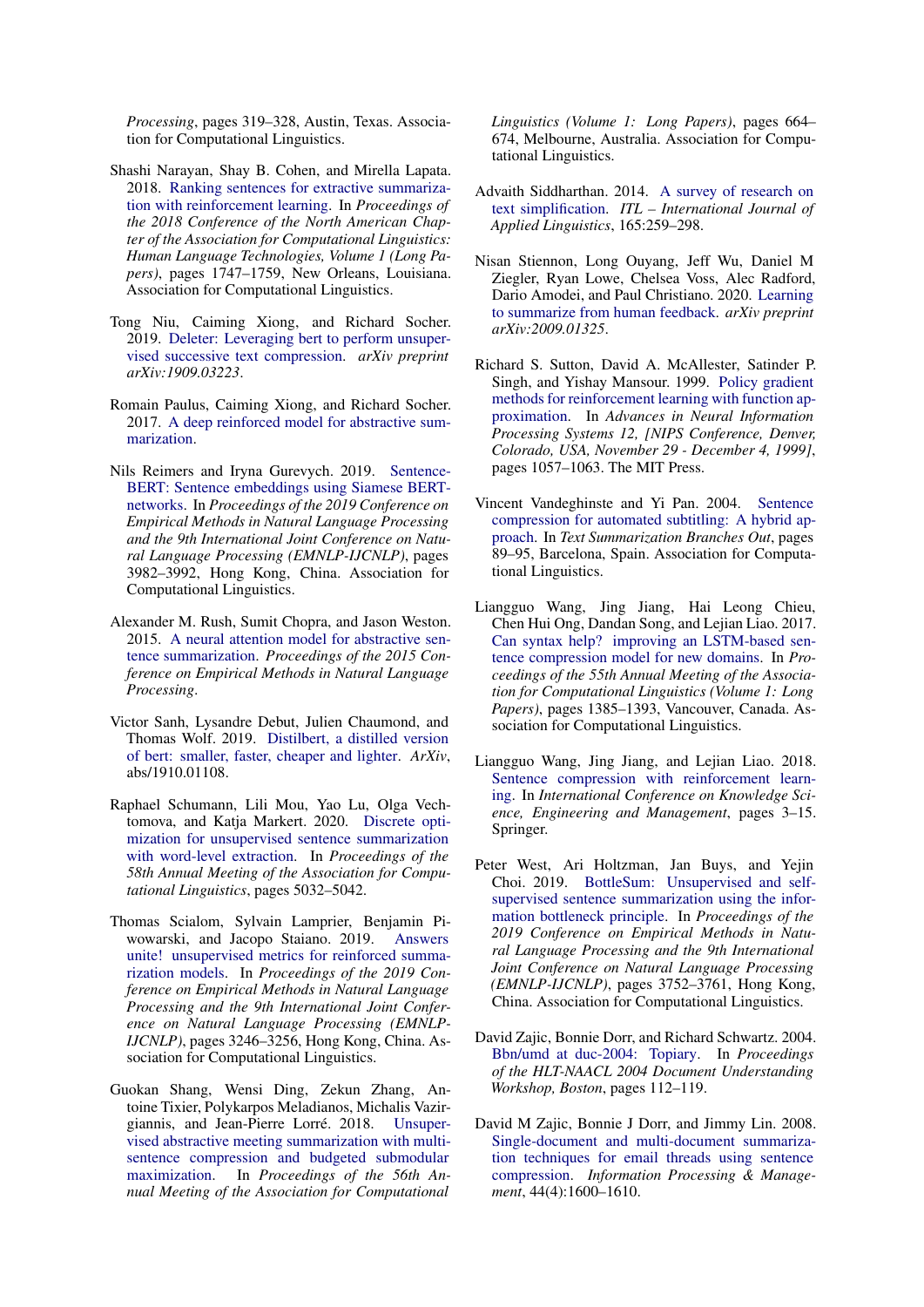*Processing*, pages 319–328, Austin, Texas. Association for Computational Linguistics.

Shashi Narayan, Shay B. Cohen, and Mirella Lapata. 2018. Ranking sentences for extractive summarization with reinforcement learning. In *Proceedings of the 2018 Conference of the North American Chapter of the Association for Computational Linguistics: Human Language Technologies, Volume 1 (Long Papers)*, pages 1747–1759, New Orleans, Louisiana. Association for Computational Linguistics.

Tong Niu, Caiming Xiong, and Richard Socher. 2019. Deleter: Leveraging bert to perform unsupervised successive text compression. *arXiv preprint arXiv:1909.03223*.

Romain Paulus, Caiming Xiong, and Richard Socher. 2017. A deep reinforced model for abstractive summarization.

Nils Reimers and Iryna Gurevych. 2019. Sentence-BERT: Sentence embeddings using Siamese BERT-networks. In *Proceedings of the 2019 Conference on Empirical Methods in Natural Language Processing and the 9th International Joint Conference on Natural Language Processing (EMNLP-IJCNLP)*, pages 3982–3992, Hong Kong, China. Association for Computational Linguistics.

Alexander M. Rush, Sumit Chopra, and Jason Weston. 2015. A neural attention model for abstractive sentence summarization. *Proceedings of the 2015 Conference on Empirical Methods in Natural Language Processing*.

Victor Sanh, Lysandre Debut, Julien Chaumond, and Thomas Wolf. 2019. Distilbert, a distilled version of bert: smaller, faster, cheaper and lighter. *ArXiv*, abs/1910.01108.

Raphael Schumann, Lili Mou, Yao Lu, Olga Vechtomova, and Katja Markert. 2020. Discrete optimization for unsupervised sentence summarization with word-level extraction. In *Proceedings of the 58th Annual Meeting of the Association for Computational Linguistics*, pages 5032–5042.

Thomas Scialom, Sylvain Lamprier, Benjamin Piwowarski, and Jacopo Staiano. 2019. Answers unite! unsupervised metrics for reinforced summarization models. In *Proceedings of the 2019 Conference on Empirical Methods in Natural Language Processing and the 9th International Joint Conference on Natural Language Processing (EMNLP-IJCNLP)*, pages 3246–3256, Hong Kong, China. Association for Computational Linguistics.

Guokan Shang, Wensi Ding, Zekun Zhang, Antoine Tixier, Polykarpos Meladianos, Michalis Vazirgiannis, and Jean-Pierre Lorré. 2018. Unsupervised abstractive meeting summarization with multi-sentence compression and budgeted submodular maximization. In *Proceedings of the 56th Annual Meeting of the Association for Computational Linguistics (Volume 1: Long Papers)*, pages 664–674, Melbourne, Australia. Association for Computational Linguistics.

Advaith Siddharthan. 2014. A survey of research on text simplification. *ITL – International Journal of Applied Linguistics*, 165:259–298.

Nisan Stiennon, Long Ouyang, Jeff Wu, Daniel M Ziegler, Ryan Lowe, Chelsea Voss, Alec Radford, Dario Amodei, and Paul Christiano. 2020. Learning to summarize from human feedback. *arXiv preprint arXiv:2009.01325*.

Richard S. Sutton, David A. McAllester, Satinder P. Singh, and Yishay Mansour. 1999. Policy gradient methods for reinforcement learning with function approximation. In *Advances in Neural Information Processing Systems 12, [NIPS Conference, Denver, Colorado, USA, November 29 - December 4, 1999]*, pages 1057–1063. The MIT Press.

Vincent Vandeghinste and Yi Pan. 2004. Sentence compression for automated subtitling: A hybrid approach. In *Text Summarization Branches Out*, pages 89–95, Barcelona, Spain. Association for Computational Linguistics.

Liangguo Wang, Jing Jiang, Hai Leong Chieu, Chen Hui Ong, Dandan Song, and Lejian Liao. 2017. Can syntax help? improving an LSTM-based sentence compression model for new domains. In *Proceedings of the 55th Annual Meeting of the Association for Computational Linguistics (Volume 1: Long Papers)*, pages 1385–1393, Vancouver, Canada. Association for Computational Linguistics.

Liangguo Wang, Jing Jiang, and Lejian Liao. 2018. Sentence compression with reinforcement learning. In *International Conference on Knowledge Science, Engineering and Management*, pages 3–15. Springer.

Peter West, Ari Holtzman, Jan Buys, and Yejin Choi. 2019. BottleSum: Unsupervised and self-supervised sentence summarization using the information bottleneck principle. In *Proceedings of the 2019 Conference on Empirical Methods in Natural Language Processing and the 9th International Joint Conference on Natural Language Processing (EMNLP-IJCNLP)*, pages 3752–3761, Hong Kong, China. Association for Computational Linguistics.

David Zajic, Bonnie Dorr, and Richard Schwartz. 2004. Bbn/umd at duc-2004: Topiary. In *Proceedings of the HLT-NAACL 2004 Document Understanding Workshop, Boston*, pages 112–119.

David M Zajic, Bonnie J Dorr, and Jimmy Lin. 2008. Single-document and multi-document summarization techniques for email threads using sentence compression. *Information Processing & Management*, 44(4):1600–1610.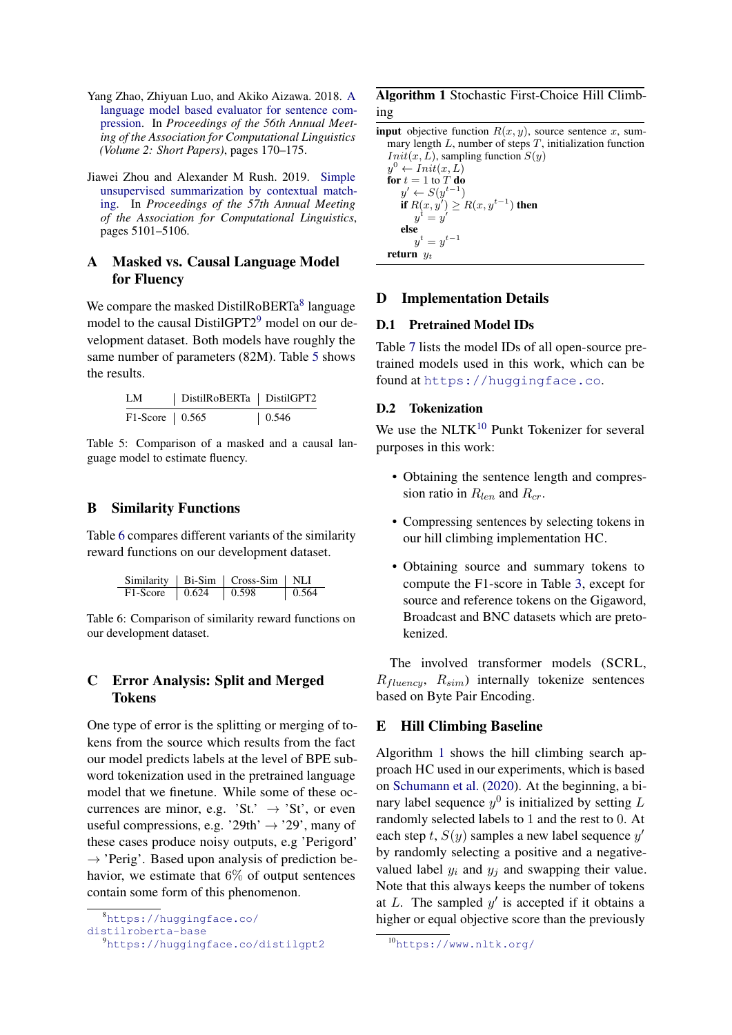Yang Zhao, Zhiyuan Luo, and Akiko Aizawa. 2018. A language model based evaluator for sentence compression. In *Proceedings of the 56th Annual Meeting of the Association for Computational Linguistics (Volume 2: Short Papers)*, pages 170–175.

Jiawei Zhou and Alexander M Rush. 2019. Simple unsupervised summarization by contextual matching. In *Proceedings of the 57th Annual Meeting of the Association for Computational Linguistics*, pages 5101–5106.

## A Masked vs. Causal Language Model for Fluency

We compare the masked DistilRoBERTa[8] language model to the causal DistilGPT2[9] model on our development dataset. Both models have roughly the same number of parameters (82M). Table 5 shows the results.

| LM | DistilRoBERTa | DistilGPT2 |
|---|---|---|
| F1-Score | 0.565 | 0.546 |

Table 5: Comparison of a masked and a causal language model to estimate fluency.

## B Similarity Functions

Table 6 compares different variants of the similarity reward functions on our development dataset.

| Similarity | Bi-Sim | Cross-Sim | NLI |
|---|---|---|---|
| F1-Score | 0.624 | 0.598 | 0.564 |

Table 6: Comparison of similarity reward functions on our development dataset.

## C Error Analysis: Split and Merged Tokens

One type of error is the splitting or merging of tokens from the source which results from the fact our model predicts labels at the level of BPE subword tokenization used in the pretrained language model that we finetune. While some of these occurrences are minor, e.g. 'St.' → 'St', or even useful compressions, e.g. '29th' → '29', many of these cases produce noisy outputs, e.g 'Perigord' → 'Perig'. Based upon analysis of prediction behavior, we estimate that 6% of output sentences contain some form of this phenomenon.

[8] https://huggingface.co/distilroberta-base

[9] https://huggingface.co/distilgpt2

**Algorithm 1** Stochastic First-Choice Hill Climbing

```
input objective function R(x, y), source sentence x, summary length L, number of steps T, initialization function Init(x, L), sampling function S(y)
y^0 ← Init(x, L)
for t = 1 to T do
    y' ← S(y^{t-1})
    if R(x, y') ≥ R(x, y^{t-1}) then
        y^t = y'
    else
        y^t = y^{t-1}
return y_t
```

## D Implementation Details

### D.1 Pretrained Model IDs

Table 7 lists the model IDs of all open-source pretrained models used in this work, which can be found at https://huggingface.co.

### D.2 Tokenization

We use the NLTK[10] Punkt Tokenizer for several purposes in this work:

- Obtaining the sentence length and compression ratio in $R_{len}$ and $R_{cr}$.
- Compressing sentences by selecting tokens in our hill climbing implementation HC.
- Obtaining source and summary tokens to compute the F1-score in Table 3, except for source and reference tokens on the Gigaword, Broadcast and BNC datasets which are pretokenized.

The involved transformer models (SCRL, $R_{fluency}$, $R_{sim}$) internally tokenize sentences based on Byte Pair Encoding.

## E Hill Climbing Baseline

Algorithm 1 shows the hill climbing search approach HC used in our experiments, which is based on Schumann et al. (2020). At the beginning, a binary label sequence $y^0$ is initialized by setting $L$ randomly selected labels to 1 and the rest to 0. At each step $t$, $S(y)$ samples a new label sequence $y'$ by randomly selecting a positive and a negative-valued label $y_i$ and $y_j$ and swapping their value. Note that this always keeps the number of tokens at $L$. The sampled $y'$ is accepted if it obtains a higher or equal objective score than the previously

[10] https://www.nltk.org/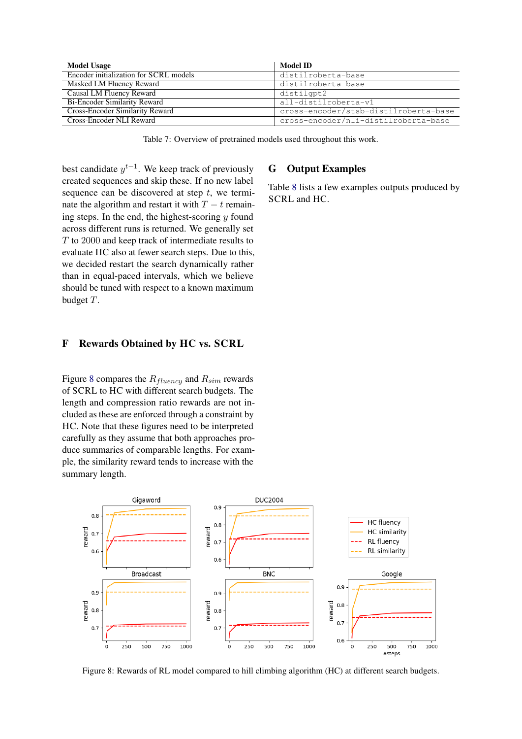| Model Usage | Model ID |
|---|---|
| Encoder initialization for SCRL models | distilroberta-base |
| Masked LM Fluency Reward | distilroberta-base |
| Causal LM Fluency Reward | distilgpt2 |
| Bi-Encoder Similarity Reward | all-distilroberta-v1 |
| Cross-Encoder Similarity Reward | cross-encoder/stsb-distilroberta-base |
| Cross-Encoder NLI Reward | cross-encoder/nli-distilroberta-base |

Table 7: Overview of pretrained models used throughout this work.

best candidate $y^{t-1}$. We keep track of previously created sequences and skip these. If no new label sequence can be discovered at step $t$, we terminate the algorithm and restart it with $T - t$ remaining steps. In the end, the highest-scoring $y$ found across different runs is returned. We generally set $T$ to 2000 and keep track of intermediate results to evaluate HC also at fewer search steps. Due to this, we decided restart the search dynamically rather than in equal-paced intervals, which we believe should be tuned with respect to a known maximum budget $T$.

# F Rewards Obtained by HC vs. SCRL

Figure 8 compares the $R_{fluency}$ and $R_{sim}$ rewards of SCRL to HC with different search budgets. The length and compression ratio rewards are not included as these are enforced through a constraint by HC. Note that these figures need to be interpreted carefully as they assume that both approaches produce summaries of comparable lengths. For example, the similarity reward tends to increase with the summary length.

Figure 8: Rewards of RL model compared to hill climbing algorithm (HC) at different search budgets.

# G Output Examples

Table 8 lists a few examples outputs produced by SCRL and HC.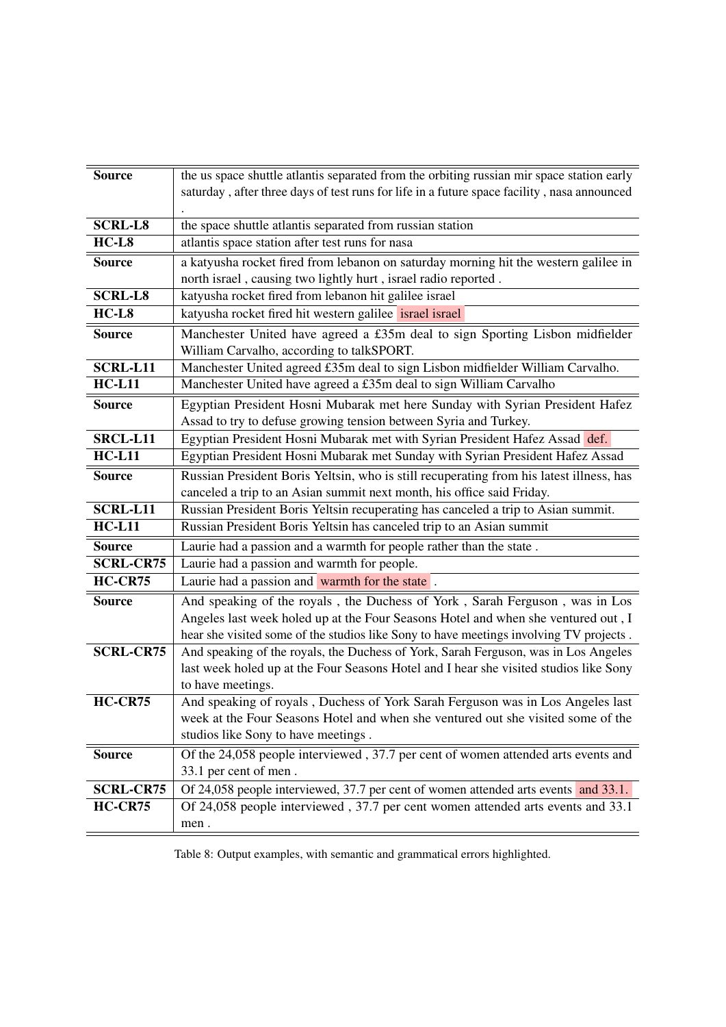| | |
|---|---|
| **Source** | the us space shuttle atlantis separated from the orbiting russian mir space station early saturday , after three days of test runs for life in a future space facility , nasa announced . |
| **SCRL-L8** | the space shuttle atlantis separated from russian station |
| **HC-L8** | atlantis space station after test runs for nasa |
| **Source** | a katyusha rocket fired from lebanon on saturday morning hit the western galilee in north israel , causing two lightly hurt , israel radio reported . |
| **SCRL-L8** | katyusha rocket fired from lebanon hit galilee israel |
| **HC-L8** | katyusha rocket fired hit western galilee israel israel |
| **Source** | Manchester United have agreed a £35m deal to sign Sporting Lisbon midfielder William Carvalho, according to talkSPORT. |
| **SCRL-L11** | Manchester United agreed £35m deal to sign Lisbon midfielder William Carvalho. |
| **HC-L11** | Manchester United have agreed a £35m deal to sign William Carvalho |
| **Source** | Egyptian President Hosni Mubarak met here Sunday with Syrian President Hafez Assad to try to defuse growing tension between Syria and Turkey. |
| **SRCL-L11** | Egyptian President Hosni Mubarak met with Syrian President Hafez Assad def. |
| **HC-L11** | Egyptian President Hosni Mubarak met Sunday with Syrian President Hafez Assad |
| **Source** | Russian President Boris Yeltsin, who is still recuperating from his latest illness, has canceled a trip to an Asian summit next month, his office said Friday. |
| **SCRL-L11** | Russian President Boris Yeltsin recuperating has canceled a trip to Asian summit. |
| **HC-L11** | Russian President Boris Yeltsin has canceled trip to an Asian summit |
| **Source** | Laurie had a passion and a warmth for people rather than the state . |
| **SCRL-CR75** | Laurie had a passion and warmth for people. |
| **HC-CR75** | Laurie had a passion and warmth for the state . |
| **Source** | And speaking of the royals , the Duchess of York , Sarah Ferguson , was in Los Angeles last week holed up at the Four Seasons Hotel and when she ventured out , I hear she visited some of the studios like Sony to have meetings involving TV projects . |
| **SCRL-CR75** | And speaking of the royals, the Duchess of York, Sarah Ferguson, was in Los Angeles last week holed up at the Four Seasons Hotel and I hear she visited studios like Sony to have meetings. |
| **HC-CR75** | And speaking of royals , Duchess of York Sarah Ferguson was in Los Angeles last week at the Four Seasons Hotel and when she ventured out she visited some of the studios like Sony to have meetings . |
| **Source** | Of the 24,058 people interviewed , 37.7 per cent of women attended arts events and 33.1 per cent of men . |
| **SCRL-CR75** | Of 24,058 people interviewed, 37.7 per cent of women attended arts events and 33.1. |
| **HC-CR75** | Of 24,058 people interviewed , 37.7 per cent women attended arts events and 33.1 men . |

Table 8: Output examples, with semantic and grammatical errors highlighted.